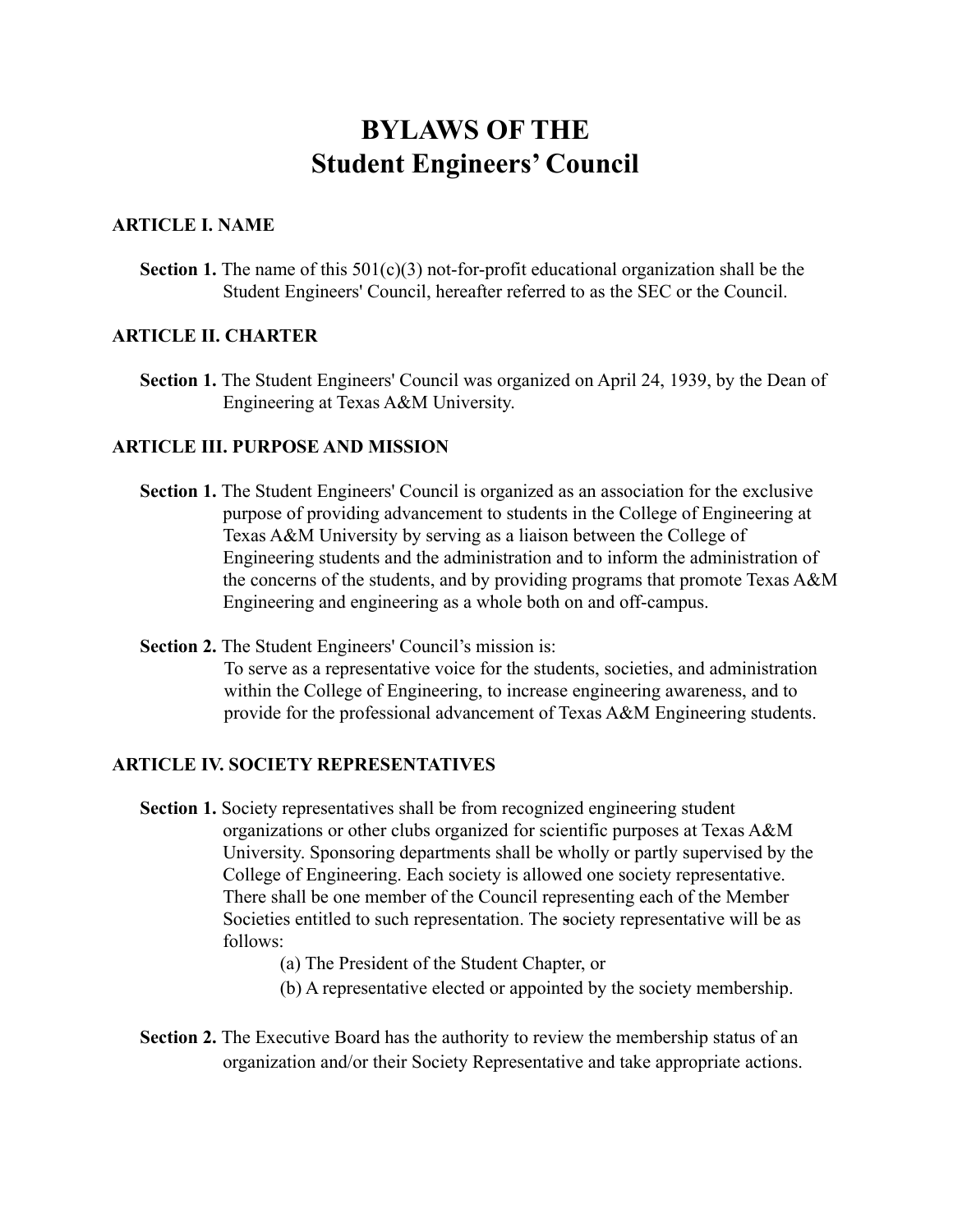# BYLAWS OF THE
# Student Engineers' Council

## ARTICLE I. NAME

**Section 1.** The name of this 501(c)(3) not-for-profit educational organization shall be the Student Engineers' Council, hereafter referred to as the SEC or the Council.

## ARTICLE II. CHARTER

**Section 1.** The Student Engineers' Council was organized on April 24, 1939, by the Dean of Engineering at Texas A&M University.

## ARTICLE III. PURPOSE AND MISSION

**Section 1.** The Student Engineers' Council is organized as an association for the exclusive purpose of providing advancement to students in the College of Engineering at Texas A&M University by serving as a liaison between the College of Engineering students and the administration and to inform the administration of the concerns of the students, and by providing programs that promote Texas A&M Engineering and engineering as a whole both on and off-campus.

**Section 2.** The Student Engineers' Council's mission is:
To serve as a representative voice for the students, societies, and administration within the College of Engineering, to increase engineering awareness, and to provide for the professional advancement of Texas A&M Engineering students.

## ARTICLE IV. SOCIETY REPRESENTATIVES

**Section 1.** Society representatives shall be from recognized engineering student organizations or other clubs organized for scientific purposes at Texas A&M University. Sponsoring departments shall be wholly or partly supervised by the College of Engineering. Each society is allowed one society representative. There shall be one member of the Council representing each of the Member Societies entitled to such representation. The society representative will be as follows:

(a) The President of the Student Chapter, or
(b) A representative elected or appointed by the society membership.

**Section 2.** The Executive Board has the authority to review the membership status of an organization and/or their Society Representative and take appropriate actions.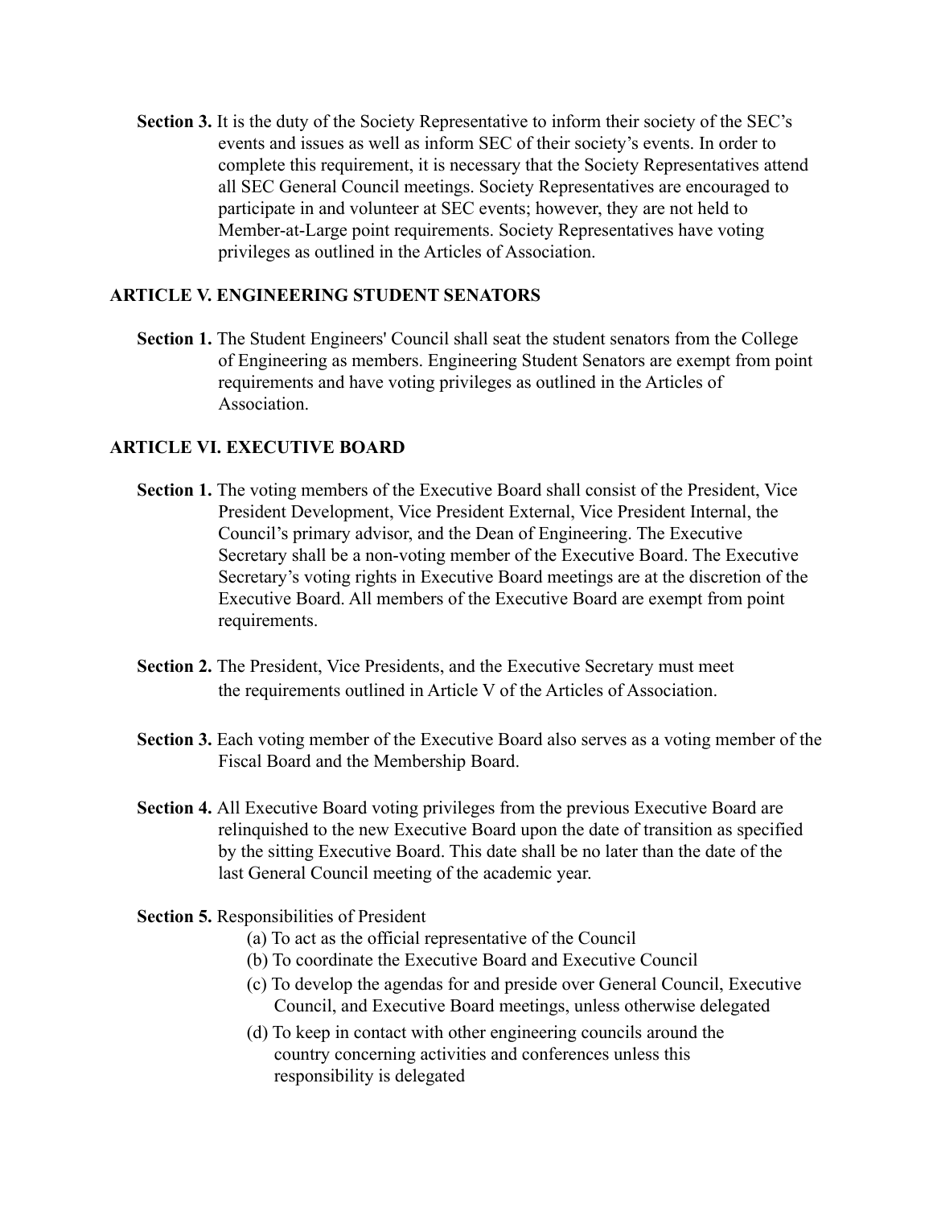**Section 3.** It is the duty of the Society Representative to inform their society of the SEC's events and issues as well as inform SEC of their society's events. In order to complete this requirement, it is necessary that the Society Representatives attend all SEC General Council meetings. Society Representatives are encouraged to participate in and volunteer at SEC events; however, they are not held to Member-at-Large point requirements. Society Representatives have voting privileges as outlined in the Articles of Association.

## ARTICLE V. ENGINEERING STUDENT SENATORS

**Section 1.** The Student Engineers' Council shall seat the student senators from the College of Engineering as members. Engineering Student Senators are exempt from point requirements and have voting privileges as outlined in the Articles of Association.

## ARTICLE VI. EXECUTIVE BOARD

**Section 1.** The voting members of the Executive Board shall consist of the President, Vice President Development, Vice President External, Vice President Internal, the Council's primary advisor, and the Dean of Engineering. The Executive Secretary shall be a non-voting member of the Executive Board. The Executive Secretary's voting rights in Executive Board meetings are at the discretion of the Executive Board. All members of the Executive Board are exempt from point requirements.

**Section 2.** The President, Vice Presidents, and the Executive Secretary must meet the requirements outlined in Article V of the Articles of Association.

**Section 3.** Each voting member of the Executive Board also serves as a voting member of the Fiscal Board and the Membership Board.

**Section 4.** All Executive Board voting privileges from the previous Executive Board are relinquished to the new Executive Board upon the date of transition as specified by the sitting Executive Board. This date shall be no later than the date of the last General Council meeting of the academic year.

**Section 5.** Responsibilities of President

- (a) To act as the official representative of the Council
- (b) To coordinate the Executive Board and Executive Council
- (c) To develop the agendas for and preside over General Council, Executive Council, and Executive Board meetings, unless otherwise delegated
- (d) To keep in contact with other engineering councils around the country concerning activities and conferences unless this responsibility is delegated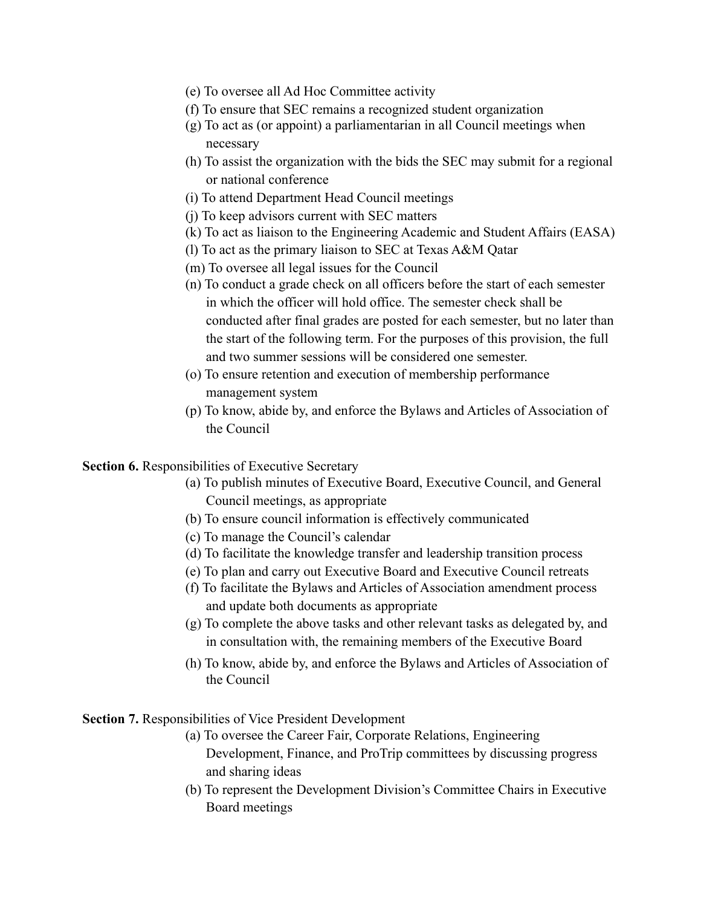(e) To oversee all Ad Hoc Committee activity
(f) To ensure that SEC remains a recognized student organization
(g) To act as (or appoint) a parliamentarian in all Council meetings when necessary
(h) To assist the organization with the bids the SEC may submit for a regional or national conference
(i) To attend Department Head Council meetings
(j) To keep advisors current with SEC matters
(k) To act as liaison to the Engineering Academic and Student Affairs (EASA)
(l) To act as the primary liaison to SEC at Texas A&M Qatar
(m) To oversee all legal issues for the Council
(n) To conduct a grade check on all officers before the start of each semester in which the officer will hold office. The semester check shall be conducted after final grades are posted for each semester, but no later than the start of the following term. For the purposes of this provision, the full and two summer sessions will be considered one semester.
(o) To ensure retention and execution of membership performance management system
(p) To know, abide by, and enforce the Bylaws and Articles of Association of the Council

**Section 6.** Responsibilities of Executive Secretary

(a) To publish minutes of Executive Board, Executive Council, and General Council meetings, as appropriate
(b) To ensure council information is effectively communicated
(c) To manage the Council's calendar
(d) To facilitate the knowledge transfer and leadership transition process
(e) To plan and carry out Executive Board and Executive Council retreats
(f) To facilitate the Bylaws and Articles of Association amendment process and update both documents as appropriate
(g) To complete the above tasks and other relevant tasks as delegated by, and in consultation with, the remaining members of the Executive Board
(h) To know, abide by, and enforce the Bylaws and Articles of Association of the Council

**Section 7.** Responsibilities of Vice President Development

(a) To oversee the Career Fair, Corporate Relations, Engineering Development, Finance, and ProTrip committees by discussing progress and sharing ideas
(b) To represent the Development Division's Committee Chairs in Executive Board meetings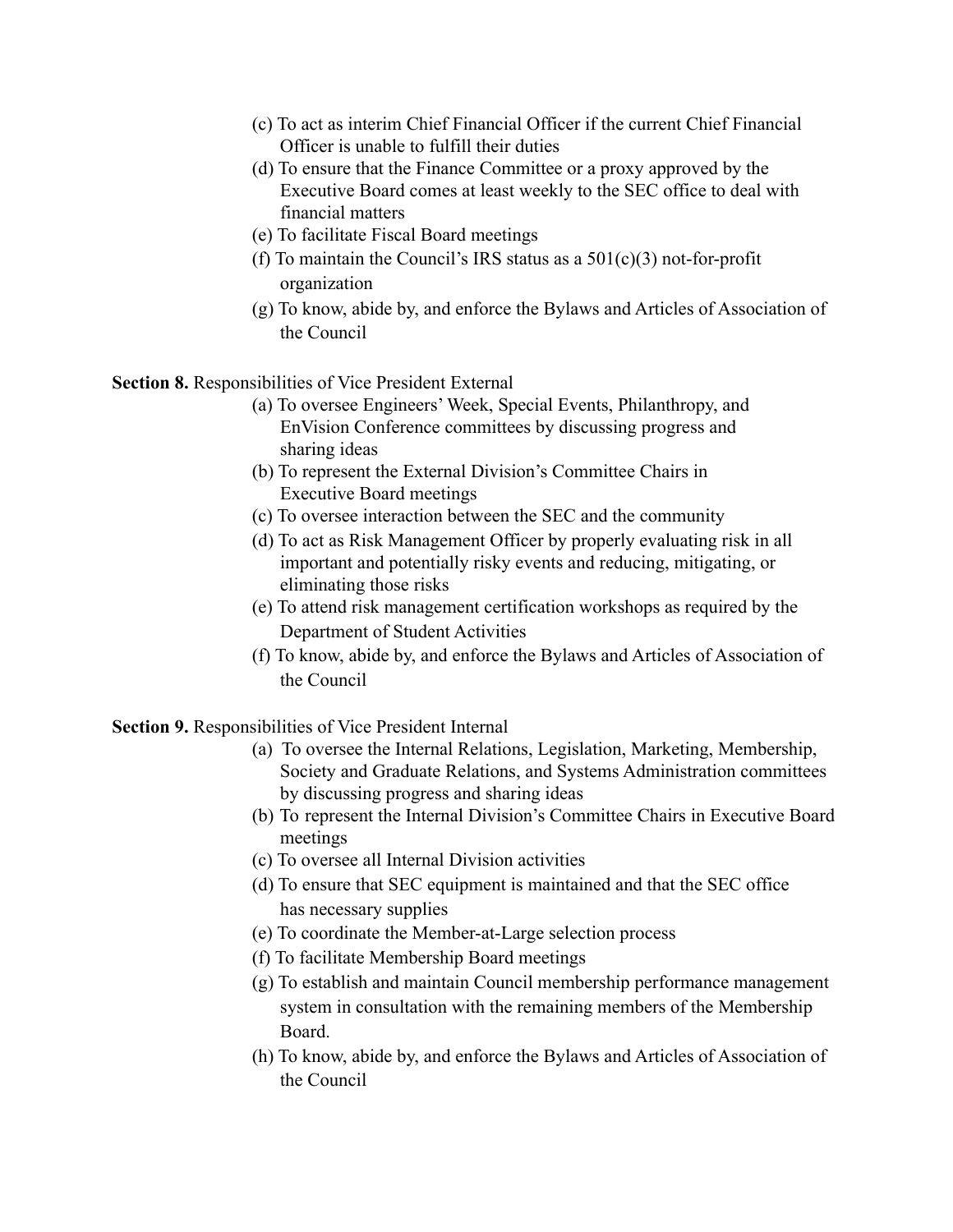(c) To act as interim Chief Financial Officer if the current Chief Financial Officer is unable to fulfill their duties

(d) To ensure that the Finance Committee or a proxy approved by the Executive Board comes at least weekly to the SEC office to deal with financial matters

(e) To facilitate Fiscal Board meetings

(f) To maintain the Council's IRS status as a 501(c)(3) not-for-profit organization

(g) To know, abide by, and enforce the Bylaws and Articles of Association of the Council

**Section 8.** Responsibilities of Vice President External

(a) To oversee Engineers' Week, Special Events, Philanthropy, and EnVision Conference committees by discussing progress and sharing ideas

(b) To represent the External Division's Committee Chairs in Executive Board meetings

(c) To oversee interaction between the SEC and the community

(d) To act as Risk Management Officer by properly evaluating risk in all important and potentially risky events and reducing, mitigating, or eliminating those risks

(e) To attend risk management certification workshops as required by the Department of Student Activities

(f) To know, abide by, and enforce the Bylaws and Articles of Association of the Council

**Section 9.** Responsibilities of Vice President Internal

(a) To oversee the Internal Relations, Legislation, Marketing, Membership, Society and Graduate Relations, and Systems Administration committees by discussing progress and sharing ideas

(b) To represent the Internal Division's Committee Chairs in Executive Board meetings

(c) To oversee all Internal Division activities

(d) To ensure that SEC equipment is maintained and that the SEC office has necessary supplies

(e) To coordinate the Member-at-Large selection process

(f) To facilitate Membership Board meetings

(g) To establish and maintain Council membership performance management system in consultation with the remaining members of the Membership Board.

(h) To know, abide by, and enforce the Bylaws and Articles of Association of the Council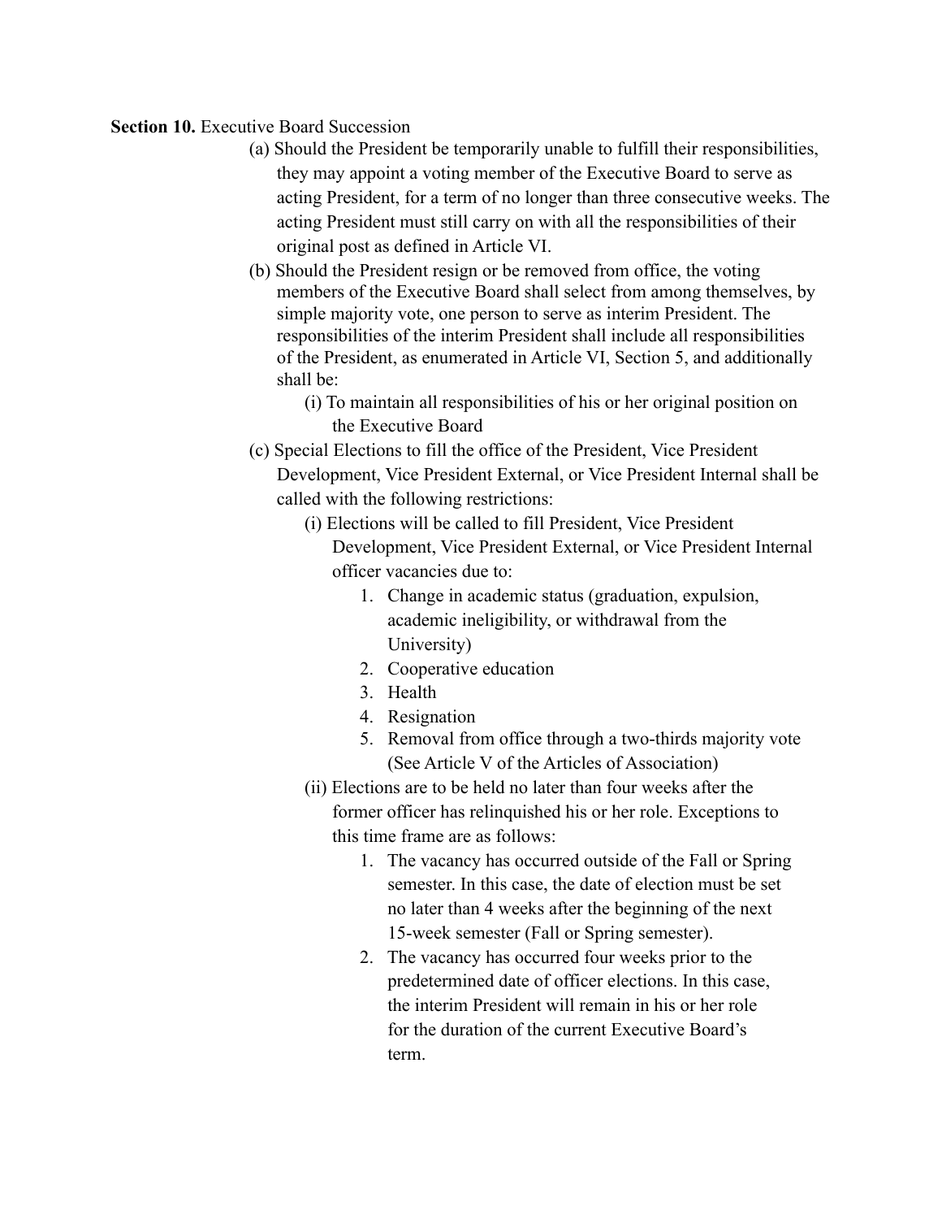**Section 10.** Executive Board Succession

(a) Should the President be temporarily unable to fulfill their responsibilities, they may appoint a voting member of the Executive Board to serve as acting President, for a term of no longer than three consecutive weeks. The acting President must still carry on with all the responsibilities of their original post as defined in Article VI.

(b) Should the President resign or be removed from office, the voting members of the Executive Board shall select from among themselves, by simple majority vote, one person to serve as interim President. The responsibilities of the interim President shall include all responsibilities of the President, as enumerated in Article VI, Section 5, and additionally shall be:

  (i) To maintain all responsibilities of his or her original position on the Executive Board

(c) Special Elections to fill the office of the President, Vice President Development, Vice President External, or Vice President Internal shall be called with the following restrictions:

  (i) Elections will be called to fill President, Vice President Development, Vice President External, or Vice President Internal officer vacancies due to:

    1. Change in academic status (graduation, expulsion, academic ineligibility, or withdrawal from the University)
    2. Cooperative education
    3. Health
    4. Resignation
    5. Removal from office through a two-thirds majority vote (See Article V of the Articles of Association)

  (ii) Elections are to be held no later than four weeks after the former officer has relinquished his or her role. Exceptions to this time frame are as follows:

    1. The vacancy has occurred outside of the Fall or Spring semester. In this case, the date of election must be set no later than 4 weeks after the beginning of the next 15-week semester (Fall or Spring semester).
    2. The vacancy has occurred four weeks prior to the predetermined date of officer elections. In this case, the interim President will remain in his or her role for the duration of the current Executive Board's term.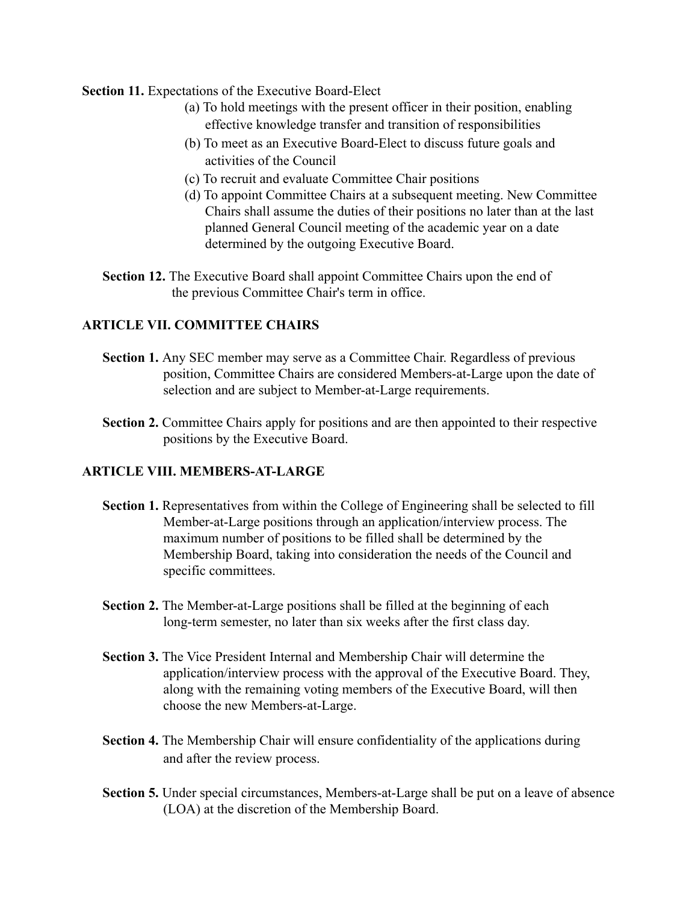**Section 11.** Expectations of the Executive Board-Elect

(a) To hold meetings with the present officer in their position, enabling effective knowledge transfer and transition of responsibilities

(b) To meet as an Executive Board-Elect to discuss future goals and activities of the Council

(c) To recruit and evaluate Committee Chair positions

(d) To appoint Committee Chairs at a subsequent meeting. New Committee Chairs shall assume the duties of their positions no later than at the last planned General Council meeting of the academic year on a date determined by the outgoing Executive Board.

**Section 12.** The Executive Board shall appoint Committee Chairs upon the end of the previous Committee Chair's term in office.

## ARTICLE VII. COMMITTEE CHAIRS

**Section 1.** Any SEC member may serve as a Committee Chair. Regardless of previous position, Committee Chairs are considered Members-at-Large upon the date of selection and are subject to Member-at-Large requirements.

**Section 2.** Committee Chairs apply for positions and are then appointed to their respective positions by the Executive Board.

## ARTICLE VIII. MEMBERS-AT-LARGE

**Section 1.** Representatives from within the College of Engineering shall be selected to fill Member-at-Large positions through an application/interview process. The maximum number of positions to be filled shall be determined by the Membership Board, taking into consideration the needs of the Council and specific committees.

**Section 2.** The Member-at-Large positions shall be filled at the beginning of each long-term semester, no later than six weeks after the first class day.

**Section 3.** The Vice President Internal and Membership Chair will determine the application/interview process with the approval of the Executive Board. They, along with the remaining voting members of the Executive Board, will then choose the new Members-at-Large.

**Section 4.** The Membership Chair will ensure confidentiality of the applications during and after the review process.

**Section 5.** Under special circumstances, Members-at-Large shall be put on a leave of absence (LOA) at the discretion of the Membership Board.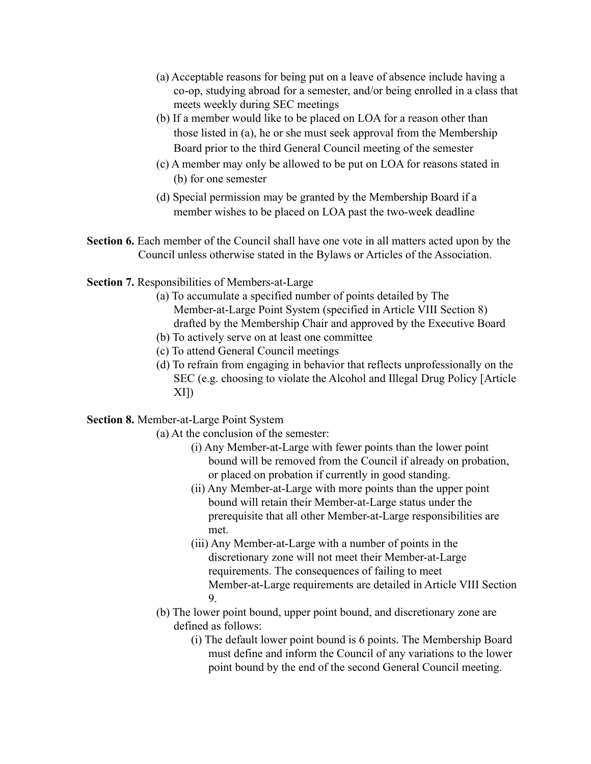(a) Acceptable reasons for being put on a leave of absence include having a co-op, studying abroad for a semester, and/or being enrolled in a class that meets weekly during SEC meetings

(b) If a member would like to be placed on LOA for a reason other than those listed in (a), he or she must seek approval from the Membership Board prior to the third General Council meeting of the semester

(c) A member may only be allowed to be put on LOA for reasons stated in (b) for one semester

(d) Special permission may be granted by the Membership Board if a member wishes to be placed on LOA past the two-week deadline

**Section 6.** Each member of the Council shall have one vote in all matters acted upon by the Council unless otherwise stated in the Bylaws or Articles of the Association.

**Section 7.** Responsibilities of Members-at-Large

(a) To accumulate a specified number of points detailed by The Member-at-Large Point System (specified in Article VIII Section 8) drafted by the Membership Chair and approved by the Executive Board

(b) To actively serve on at least one committee

(c) To attend General Council meetings

(d) To refrain from engaging in behavior that reflects unprofessionally on the SEC (e.g. choosing to violate the Alcohol and Illegal Drug Policy [Article XI])

**Section 8.** Member-at-Large Point System

(a) At the conclusion of the semester:

(i) Any Member-at-Large with fewer points than the lower point bound will be removed from the Council if already on probation, or placed on probation if currently in good standing.

(ii) Any Member-at-Large with more points than the upper point bound will retain their Member-at-Large status under the prerequisite that all other Member-at-Large responsibilities are met.

(iii) Any Member-at-Large with a number of points in the discretionary zone will not meet their Member-at-Large requirements. The consequences of failing to meet Member-at-Large requirements are detailed in Article VIII Section 9.

(b) The lower point bound, upper point bound, and discretionary zone are defined as follows:

(i) The default lower point bound is 6 points. The Membership Board must define and inform the Council of any variations to the lower point bound by the end of the second General Council meeting.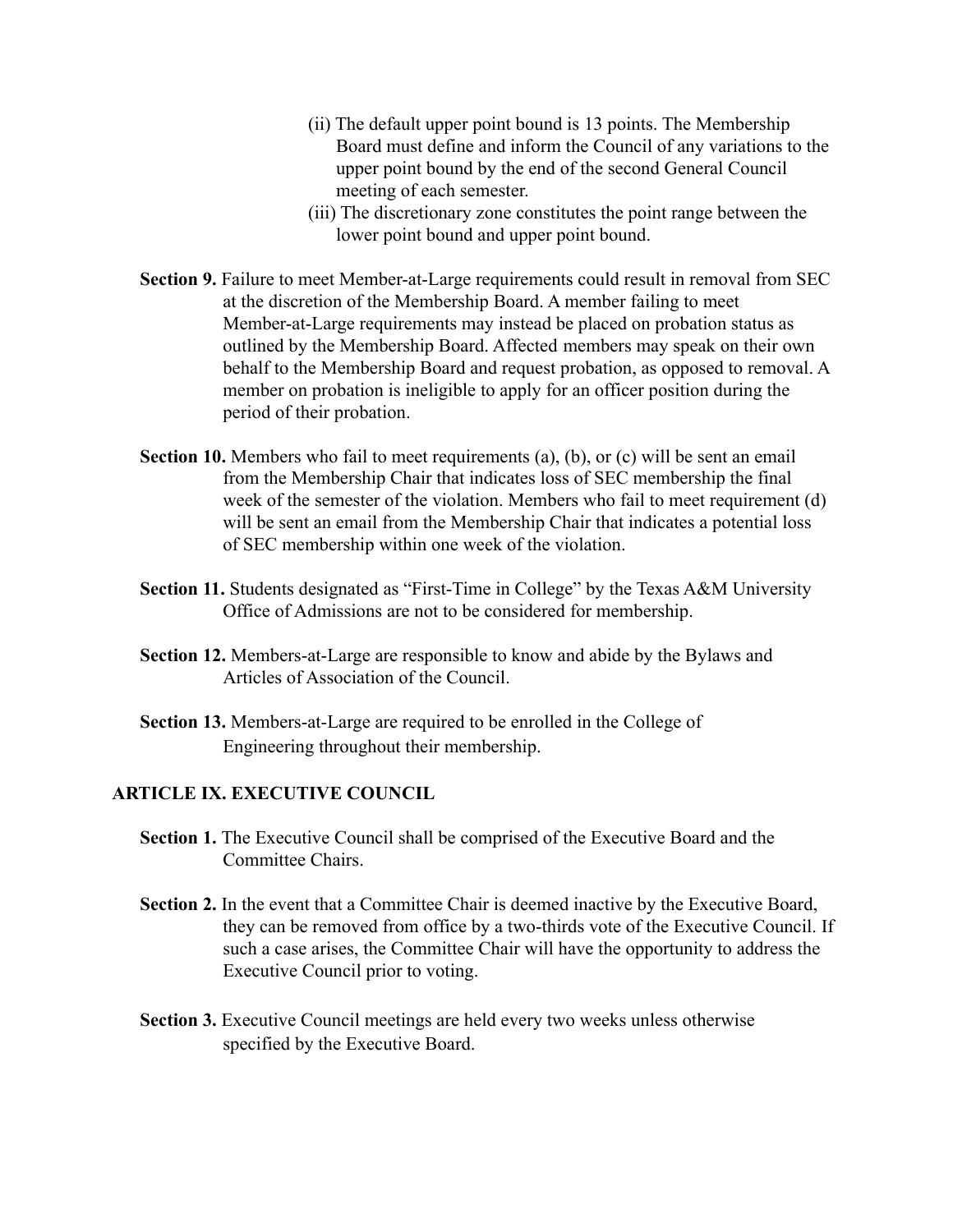(ii) The default upper point bound is 13 points. The Membership Board must define and inform the Council of any variations to the upper point bound by the end of the second General Council meeting of each semester.

(iii) The discretionary zone constitutes the point range between the lower point bound and upper point bound.

**Section 9.** Failure to meet Member-at-Large requirements could result in removal from SEC at the discretion of the Membership Board. A member failing to meet Member-at-Large requirements may instead be placed on probation status as outlined by the Membership Board. Affected members may speak on their own behalf to the Membership Board and request probation, as opposed to removal. A member on probation is ineligible to apply for an officer position during the period of their probation.

**Section 10.** Members who fail to meet requirements (a), (b), or (c) will be sent an email from the Membership Chair that indicates loss of SEC membership the final week of the semester of the violation. Members who fail to meet requirement (d) will be sent an email from the Membership Chair that indicates a potential loss of SEC membership within one week of the violation.

**Section 11.** Students designated as "First-Time in College" by the Texas A&M University Office of Admissions are not to be considered for membership.

**Section 12.** Members-at-Large are responsible to know and abide by the Bylaws and Articles of Association of the Council.

**Section 13.** Members-at-Large are required to be enrolled in the College of Engineering throughout their membership.

## ARTICLE IX. EXECUTIVE COUNCIL

**Section 1.** The Executive Council shall be comprised of the Executive Board and the Committee Chairs.

**Section 2.** In the event that a Committee Chair is deemed inactive by the Executive Board, they can be removed from office by a two-thirds vote of the Executive Council. If such a case arises, the Committee Chair will have the opportunity to address the Executive Council prior to voting.

**Section 3.** Executive Council meetings are held every two weeks unless otherwise specified by the Executive Board.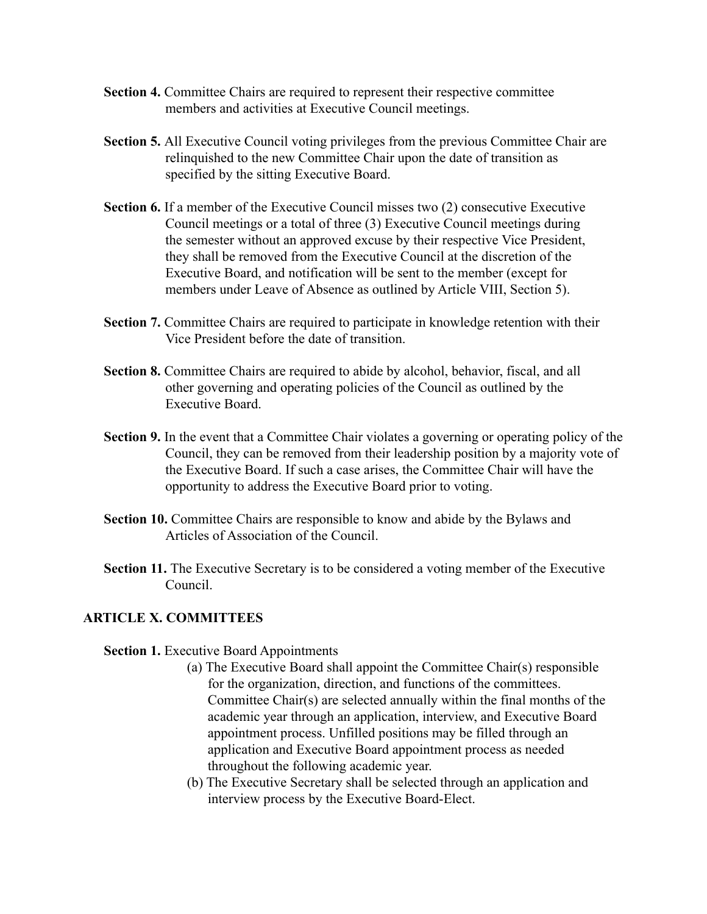**Section 4.** Committee Chairs are required to represent their respective committee members and activities at Executive Council meetings.

**Section 5.** All Executive Council voting privileges from the previous Committee Chair are relinquished to the new Committee Chair upon the date of transition as specified by the sitting Executive Board.

**Section 6.** If a member of the Executive Council misses two (2) consecutive Executive Council meetings or a total of three (3) Executive Council meetings during the semester without an approved excuse by their respective Vice President, they shall be removed from the Executive Council at the discretion of the Executive Board, and notification will be sent to the member (except for members under Leave of Absence as outlined by Article VIII, Section 5).

**Section 7.** Committee Chairs are required to participate in knowledge retention with their Vice President before the date of transition.

**Section 8.** Committee Chairs are required to abide by alcohol, behavior, fiscal, and all other governing and operating policies of the Council as outlined by the Executive Board.

**Section 9.** In the event that a Committee Chair violates a governing or operating policy of the Council, they can be removed from their leadership position by a majority vote of the Executive Board. If such a case arises, the Committee Chair will have the opportunity to address the Executive Board prior to voting.

**Section 10.** Committee Chairs are responsible to know and abide by the Bylaws and Articles of Association of the Council.

**Section 11.** The Executive Secretary is to be considered a voting member of the Executive Council.

## ARTICLE X. COMMITTEES

**Section 1.** Executive Board Appointments

(a) The Executive Board shall appoint the Committee Chair(s) responsible for the organization, direction, and functions of the committees. Committee Chair(s) are selected annually within the final months of the academic year through an application, interview, and Executive Board appointment process. Unfilled positions may be filled through an application and Executive Board appointment process as needed throughout the following academic year.

(b) The Executive Secretary shall be selected through an application and interview process by the Executive Board-Elect.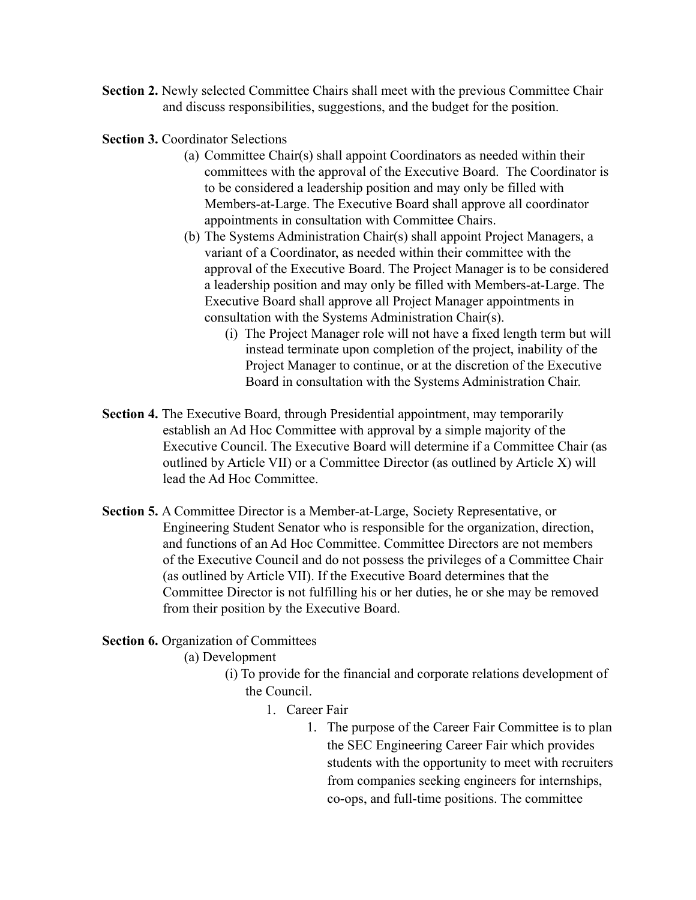**Section 2.** Newly selected Committee Chairs shall meet with the previous Committee Chair and discuss responsibilities, suggestions, and the budget for the position.

**Section 3.** Coordinator Selections

(a) Committee Chair(s) shall appoint Coordinators as needed within their committees with the approval of the Executive Board. The Coordinator is to be considered a leadership position and may only be filled with Members-at-Large. The Executive Board shall approve all coordinator appointments in consultation with Committee Chairs.

(b) The Systems Administration Chair(s) shall appoint Project Managers, a variant of a Coordinator, as needed within their committee with the approval of the Executive Board. The Project Manager is to be considered a leadership position and may only be filled with Members-at-Large. The Executive Board shall approve all Project Manager appointments in consultation with the Systems Administration Chair(s).

   (i) The Project Manager role will not have a fixed length term but will instead terminate upon completion of the project, inability of the Project Manager to continue, or at the discretion of the Executive Board in consultation with the Systems Administration Chair.

**Section 4.** The Executive Board, through Presidential appointment, may temporarily establish an Ad Hoc Committee with approval by a simple majority of the Executive Council. The Executive Board will determine if a Committee Chair (as outlined by Article VII) or a Committee Director (as outlined by Article X) will lead the Ad Hoc Committee.

**Section 5.** A Committee Director is a Member-at-Large, Society Representative, or Engineering Student Senator who is responsible for the organization, direction, and functions of an Ad Hoc Committee. Committee Directors are not members of the Executive Council and do not possess the privileges of a Committee Chair (as outlined by Article VII). If the Executive Board determines that the Committee Director is not fulfilling his or her duties, he or she may be removed from their position by the Executive Board.

**Section 6.** Organization of Committees

(a) Development

   (i) To provide for the financial and corporate relations development of the Council.

      1. Career Fair

         1. The purpose of the Career Fair Committee is to plan the SEC Engineering Career Fair which provides students with the opportunity to meet with recruiters from companies seeking engineers for internships, co-ops, and full-time positions. The committee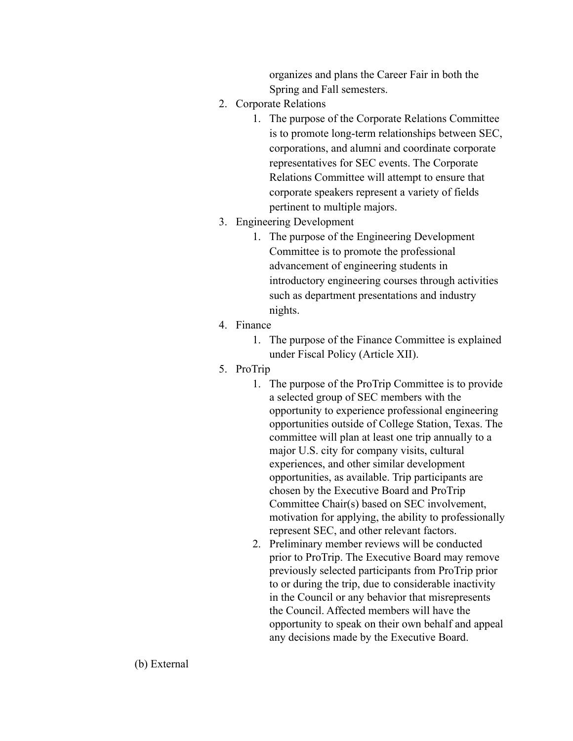organizes and plans the Career Fair in both the Spring and Fall semesters.

2. Corporate Relations
    1. The purpose of the Corporate Relations Committee is to promote long-term relationships between SEC, corporations, and alumni and coordinate corporate representatives for SEC events. The Corporate Relations Committee will attempt to ensure that corporate speakers represent a variety of fields pertinent to multiple majors.
3. Engineering Development
    1. The purpose of the Engineering Development Committee is to promote the professional advancement of engineering students in introductory engineering courses through activities such as department presentations and industry nights.
4. Finance
    1. The purpose of the Finance Committee is explained under Fiscal Policy (Article XII).
5. ProTrip
    1. The purpose of the ProTrip Committee is to provide a selected group of SEC members with the opportunity to experience professional engineering opportunities outside of College Station, Texas. The committee will plan at least one trip annually to a major U.S. city for company visits, cultural experiences, and other similar development opportunities, as available. Trip participants are chosen by the Executive Board and ProTrip Committee Chair(s) based on SEC involvement, motivation for applying, the ability to professionally represent SEC, and other relevant factors.
    2. Preliminary member reviews will be conducted prior to ProTrip. The Executive Board may remove previously selected participants from ProTrip prior to or during the trip, due to considerable inactivity in the Council or any behavior that misrepresents the Council. Affected members will have the opportunity to speak on their own behalf and appeal any decisions made by the Executive Board.

(b) External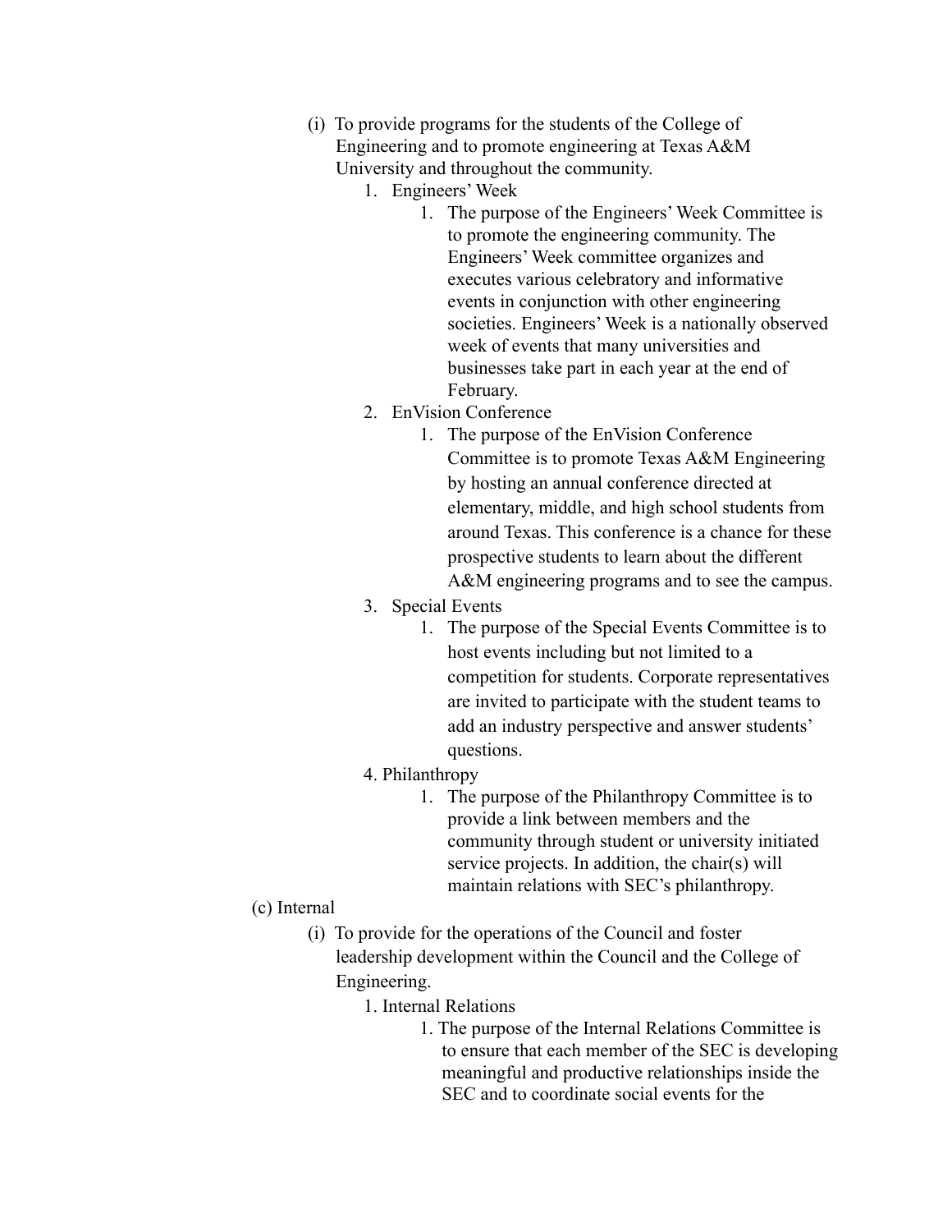(i) To provide programs for the students of the College of Engineering and to promote engineering at Texas A&M University and throughout the community.

1. Engineers' Week
    1. The purpose of the Engineers' Week Committee is to promote the engineering community. The Engineers' Week committee organizes and executes various celebratory and informative events in conjunction with other engineering societies. Engineers' Week is a nationally observed week of events that many universities and businesses take part in each year at the end of February.
2. EnVision Conference
    1. The purpose of the EnVision Conference Committee is to promote Texas A&M Engineering by hosting an annual conference directed at elementary, middle, and high school students from around Texas. This conference is a chance for these prospective students to learn about the different A&M engineering programs and to see the campus.
3. Special Events
    1. The purpose of the Special Events Committee is to host events including but not limited to a competition for students. Corporate representatives are invited to participate with the student teams to add an industry perspective and answer students' questions.
4. Philanthropy
    1. The purpose of the Philanthropy Committee is to provide a link between members and the community through student or university initiated service projects. In addition, the chair(s) will maintain relations with SEC's philanthropy.

(c) Internal

(i) To provide for the operations of the Council and foster leadership development within the Council and the College of Engineering.

1. Internal Relations
    1. The purpose of the Internal Relations Committee is to ensure that each member of the SEC is developing meaningful and productive relationships inside the SEC and to coordinate social events for the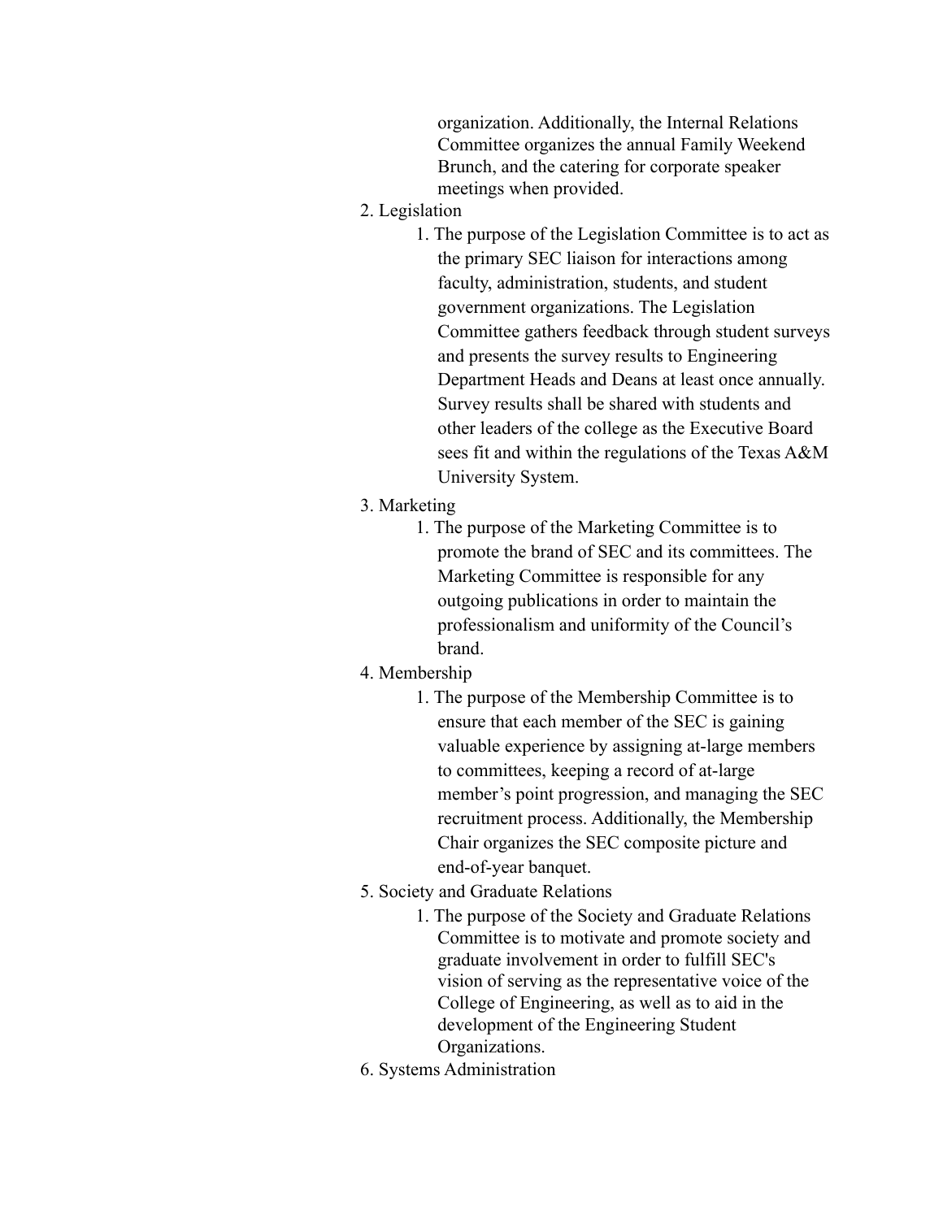organization. Additionally, the Internal Relations Committee organizes the annual Family Weekend Brunch, and the catering for corporate speaker meetings when provided.

2. Legislation
    1. The purpose of the Legislation Committee is to act as the primary SEC liaison for interactions among faculty, administration, students, and student government organizations. The Legislation Committee gathers feedback through student surveys and presents the survey results to Engineering Department Heads and Deans at least once annually. Survey results shall be shared with students and other leaders of the college as the Executive Board sees fit and within the regulations of the Texas A&M University System.
3. Marketing
    1. The purpose of the Marketing Committee is to promote the brand of SEC and its committees. The Marketing Committee is responsible for any outgoing publications in order to maintain the professionalism and uniformity of the Council's brand.
4. Membership
    1. The purpose of the Membership Committee is to ensure that each member of the SEC is gaining valuable experience by assigning at-large members to committees, keeping a record of at-large member's point progression, and managing the SEC recruitment process. Additionally, the Membership Chair organizes the SEC composite picture and end-of-year banquet.
5. Society and Graduate Relations
    1. The purpose of the Society and Graduate Relations Committee is to motivate and promote society and graduate involvement in order to fulfill SEC's vision of serving as the representative voice of the College of Engineering, as well as to aid in the development of the Engineering Student Organizations.
6. Systems Administration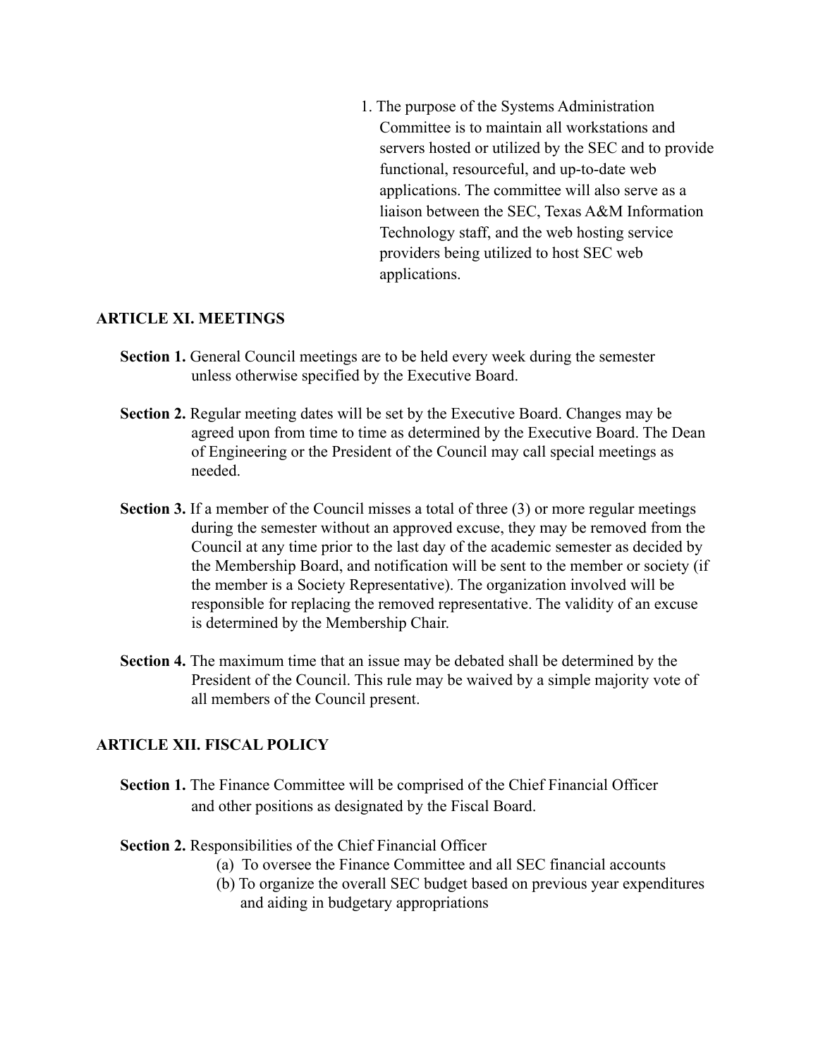1. The purpose of the Systems Administration Committee is to maintain all workstations and servers hosted or utilized by the SEC and to provide functional, resourceful, and up-to-date web applications. The committee will also serve as a liaison between the SEC, Texas A&M Information Technology staff, and the web hosting service providers being utilized to host SEC web applications.

## ARTICLE XI. MEETINGS

**Section 1.** General Council meetings are to be held every week during the semester unless otherwise specified by the Executive Board.

**Section 2.** Regular meeting dates will be set by the Executive Board. Changes may be agreed upon from time to time as determined by the Executive Board. The Dean of Engineering or the President of the Council may call special meetings as needed.

**Section 3.** If a member of the Council misses a total of three (3) or more regular meetings during the semester without an approved excuse, they may be removed from the Council at any time prior to the last day of the academic semester as decided by the Membership Board, and notification will be sent to the member or society (if the member is a Society Representative). The organization involved will be responsible for replacing the removed representative. The validity of an excuse is determined by the Membership Chair.

**Section 4.** The maximum time that an issue may be debated shall be determined by the President of the Council. This rule may be waived by a simple majority vote of all members of the Council present.

## ARTICLE XII. FISCAL POLICY

**Section 1.** The Finance Committee will be comprised of the Chief Financial Officer and other positions as designated by the Fiscal Board.

**Section 2.** Responsibilities of the Chief Financial Officer

(a) To oversee the Finance Committee and all SEC financial accounts

(b) To organize the overall SEC budget based on previous year expenditures and aiding in budgetary appropriations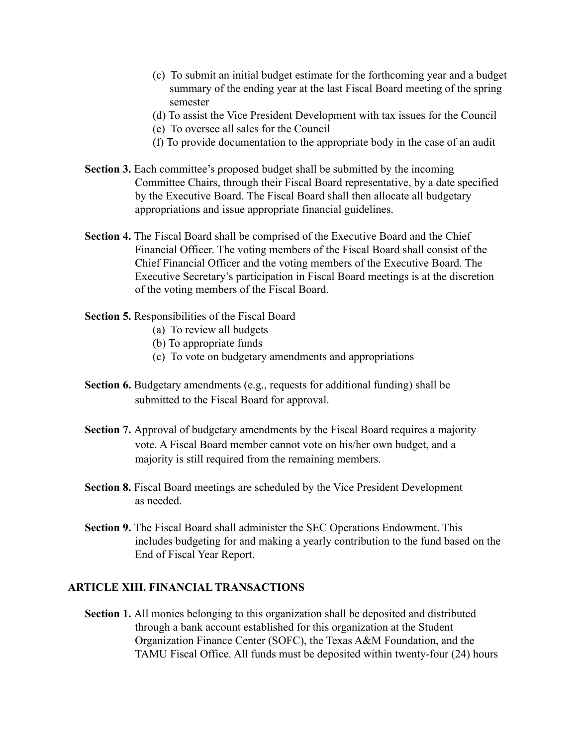(c) To submit an initial budget estimate for the forthcoming year and a budget summary of the ending year at the last Fiscal Board meeting of the spring semester

(d) To assist the Vice President Development with tax issues for the Council

(e) To oversee all sales for the Council

(f) To provide documentation to the appropriate body in the case of an audit

**Section 3.** Each committee's proposed budget shall be submitted by the incoming Committee Chairs, through their Fiscal Board representative, by a date specified by the Executive Board. The Fiscal Board shall then allocate all budgetary appropriations and issue appropriate financial guidelines.

**Section 4.** The Fiscal Board shall be comprised of the Executive Board and the Chief Financial Officer. The voting members of the Fiscal Board shall consist of the Chief Financial Officer and the voting members of the Executive Board. The Executive Secretary's participation in Fiscal Board meetings is at the discretion of the voting members of the Fiscal Board.

**Section 5.** Responsibilities of the Fiscal Board

(a) To review all budgets

(b) To appropriate funds

(c) To vote on budgetary amendments and appropriations

**Section 6.** Budgetary amendments (e.g., requests for additional funding) shall be submitted to the Fiscal Board for approval.

**Section 7.** Approval of budgetary amendments by the Fiscal Board requires a majority vote. A Fiscal Board member cannot vote on his/her own budget, and a majority is still required from the remaining members.

**Section 8.** Fiscal Board meetings are scheduled by the Vice President Development as needed.

**Section 9.** The Fiscal Board shall administer the SEC Operations Endowment. This includes budgeting for and making a yearly contribution to the fund based on the End of Fiscal Year Report.

## ARTICLE XIII. FINANCIAL TRANSACTIONS

**Section 1.** All monies belonging to this organization shall be deposited and distributed through a bank account established for this organization at the Student Organization Finance Center (SOFC), the Texas A&M Foundation, and the TAMU Fiscal Office. All funds must be deposited within twenty-four (24) hours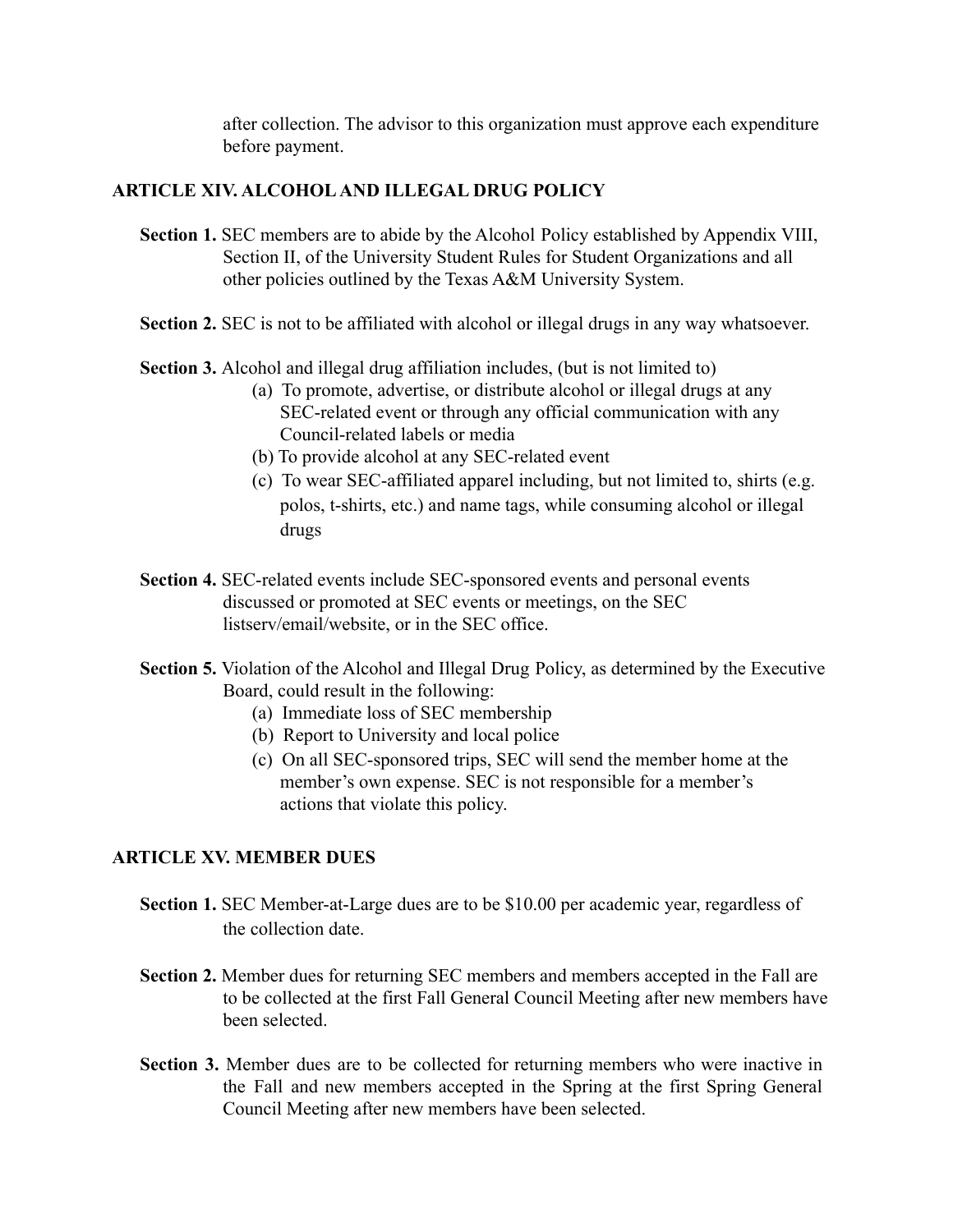after collection. The advisor to this organization must approve each expenditure before payment.

## ARTICLE XIV. ALCOHOL AND ILLEGAL DRUG POLICY

**Section 1.** SEC members are to abide by the Alcohol Policy established by Appendix VIII, Section II, of the University Student Rules for Student Organizations and all other policies outlined by the Texas A&M University System.

**Section 2.** SEC is not to be affiliated with alcohol or illegal drugs in any way whatsoever.

**Section 3.** Alcohol and illegal drug affiliation includes, (but is not limited to)

- (a) To promote, advertise, or distribute alcohol or illegal drugs at any SEC-related event or through any official communication with any Council-related labels or media
- (b) To provide alcohol at any SEC-related event
- (c) To wear SEC-affiliated apparel including, but not limited to, shirts (e.g. polos, t-shirts, etc.) and name tags, while consuming alcohol or illegal drugs

**Section 4.** SEC-related events include SEC-sponsored events and personal events discussed or promoted at SEC events or meetings, on the SEC listserv/email/website, or in the SEC office.

**Section 5.** Violation of the Alcohol and Illegal Drug Policy, as determined by the Executive Board, could result in the following:

- (a) Immediate loss of SEC membership
- (b) Report to University and local police
- (c) On all SEC-sponsored trips, SEC will send the member home at the member's own expense. SEC is not responsible for a member's actions that violate this policy.

## ARTICLE XV. MEMBER DUES

**Section 1.** SEC Member-at-Large dues are to be $10.00 per academic year, regardless of the collection date.

**Section 2.** Member dues for returning SEC members and members accepted in the Fall are to be collected at the first Fall General Council Meeting after new members have been selected.

**Section 3.** Member dues are to be collected for returning members who were inactive in the Fall and new members accepted in the Spring at the first Spring General Council Meeting after new members have been selected.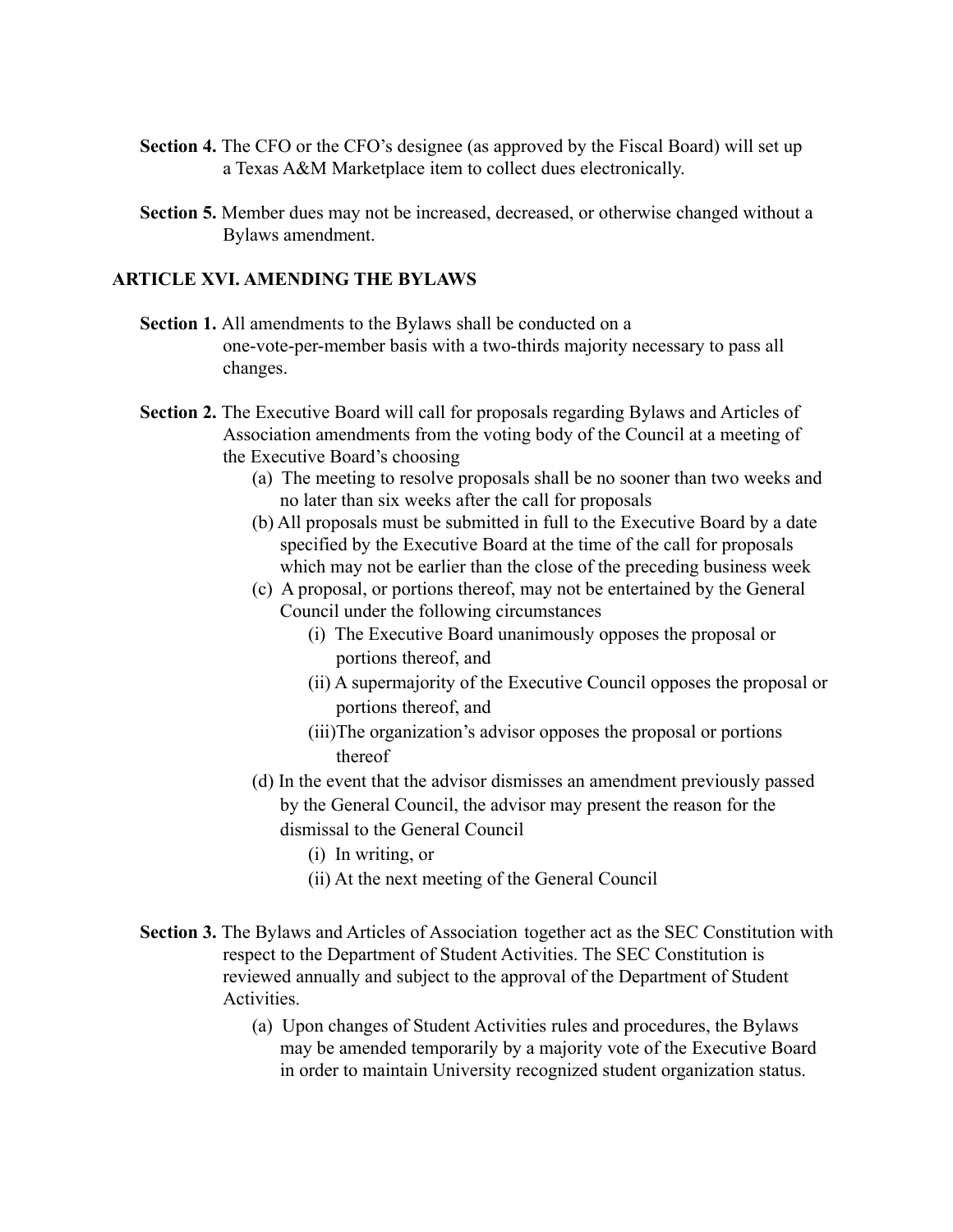**Section 4.** The CFO or the CFO's designee (as approved by the Fiscal Board) will set up a Texas A&M Marketplace item to collect dues electronically.

**Section 5.** Member dues may not be increased, decreased, or otherwise changed without a Bylaws amendment.

## ARTICLE XVI. AMENDING THE BYLAWS

**Section 1.** All amendments to the Bylaws shall be conducted on a one-vote-per-member basis with a two-thirds majority necessary to pass all changes.

**Section 2.** The Executive Board will call for proposals regarding Bylaws and Articles of Association amendments from the voting body of the Council at a meeting of the Executive Board's choosing

- (a) The meeting to resolve proposals shall be no sooner than two weeks and no later than six weeks after the call for proposals
- (b) All proposals must be submitted in full to the Executive Board by a date specified by the Executive Board at the time of the call for proposals which may not be earlier than the close of the preceding business week
- (c) A proposal, or portions thereof, may not be entertained by the General Council under the following circumstances
  - (i) The Executive Board unanimously opposes the proposal or portions thereof, and
  - (ii) A supermajority of the Executive Council opposes the proposal or portions thereof, and
  - (iii) The organization's advisor opposes the proposal or portions thereof
- (d) In the event that the advisor dismisses an amendment previously passed by the General Council, the advisor may present the reason for the dismissal to the General Council
  - (i) In writing, or
  - (ii) At the next meeting of the General Council

**Section 3.** The Bylaws and Articles of Association together act as the SEC Constitution with respect to the Department of Student Activities. The SEC Constitution is reviewed annually and subject to the approval of the Department of Student Activities.

- (a) Upon changes of Student Activities rules and procedures, the Bylaws may be amended temporarily by a majority vote of the Executive Board in order to maintain University recognized student organization status.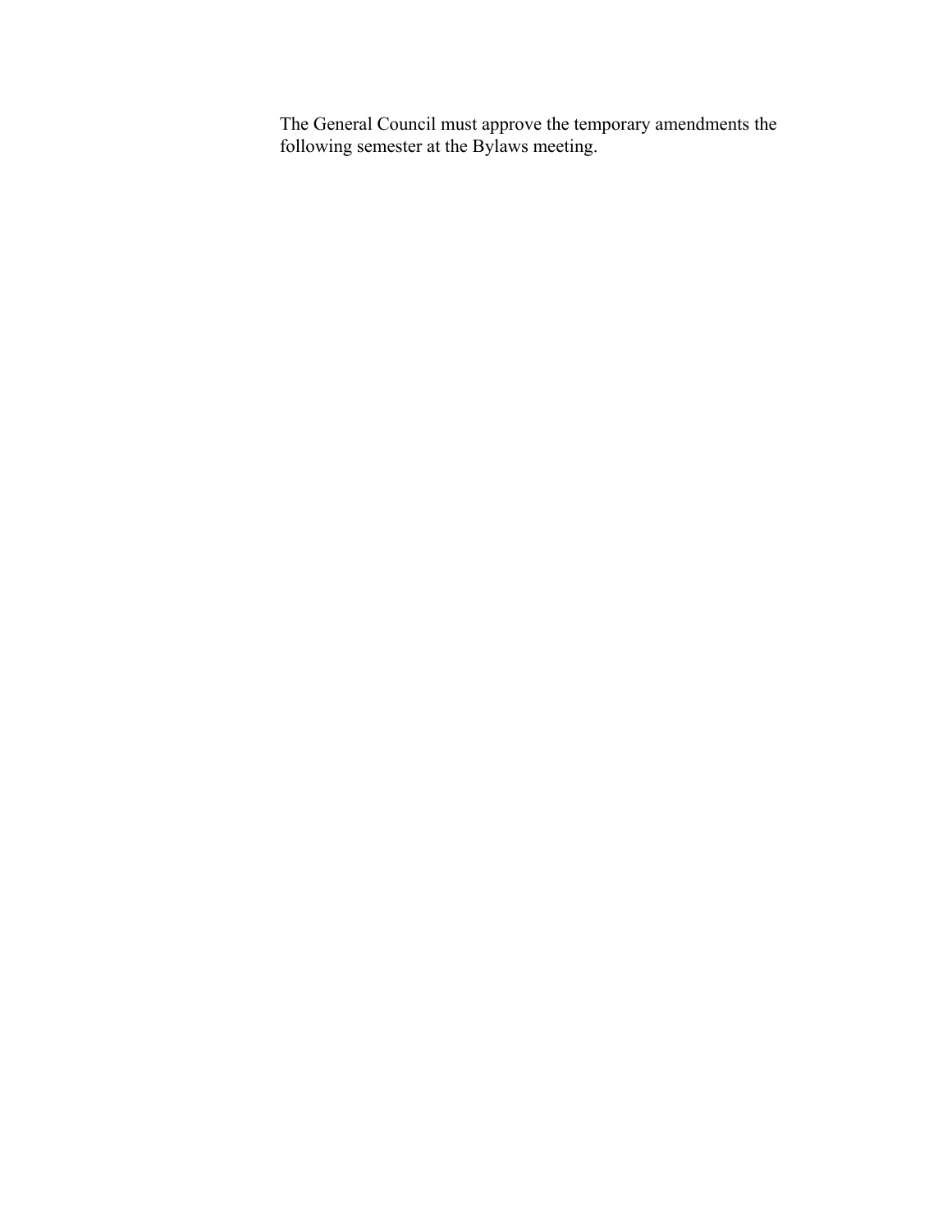The General Council must approve the temporary amendments the following semester at the Bylaws meeting.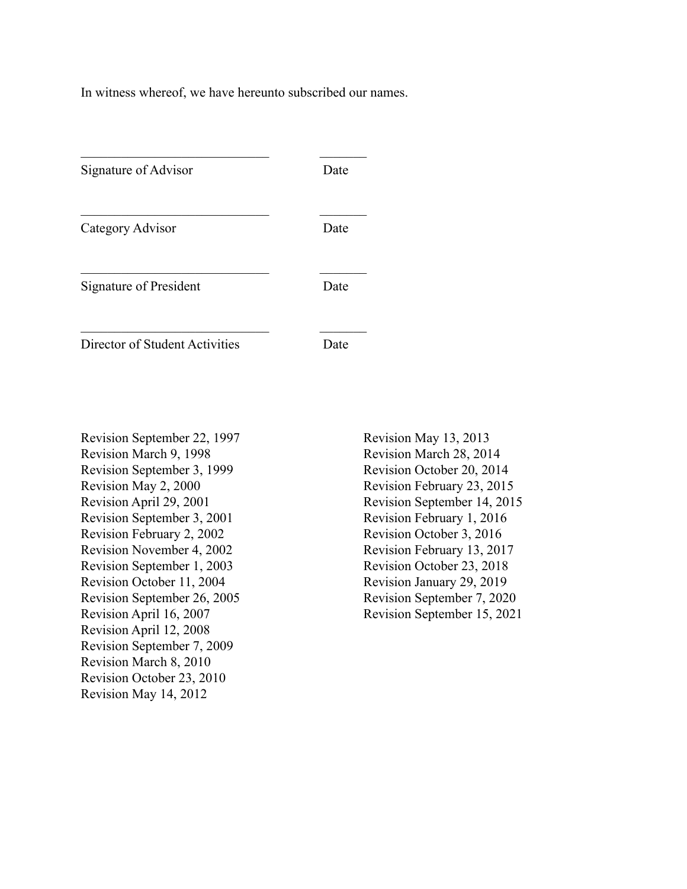In witness whereof, we have hereunto subscribed our names.

\_\_\_\_\_\_\_\_\_\_\_\_\_\_\_\_\_\_\_\_\_\_\_\_\_\_\_\_ \_\_\_\_\_\_\_

Signature of Advisor Date

\_\_\_\_\_\_\_\_\_\_\_\_\_\_\_\_\_\_\_\_\_\_\_\_\_\_\_\_ \_\_\_\_\_\_\_

Category Advisor Date

\_\_\_\_\_\_\_\_\_\_\_\_\_\_\_\_\_\_\_\_\_\_\_\_\_\_\_\_ \_\_\_\_\_\_\_

Signature of President Date

\_\_\_\_\_\_\_\_\_\_\_\_\_\_\_\_\_\_\_\_\_\_\_\_\_\_\_\_ \_\_\_\_\_\_\_

Director of Student Activities Date

Revision September 22, 1997
Revision March 9, 1998
Revision September 3, 1999
Revision May 2, 2000
Revision April 29, 2001
Revision September 3, 2001
Revision February 2, 2002
Revision November 4, 2002
Revision September 1, 2003
Revision October 11, 2004
Revision September 26, 2005
Revision April 16, 2007
Revision April 12, 2008
Revision September 7, 2009
Revision March 8, 2010
Revision October 23, 2010
Revision May 14, 2012
Revision May 13, 2013
Revision March 28, 2014
Revision October 20, 2014
Revision February 23, 2015
Revision September 14, 2015
Revision February 1, 2016
Revision October 3, 2016
Revision February 13, 2017
Revision October 23, 2018
Revision January 29, 2019
Revision September 7, 2020
Revision September 15, 2021